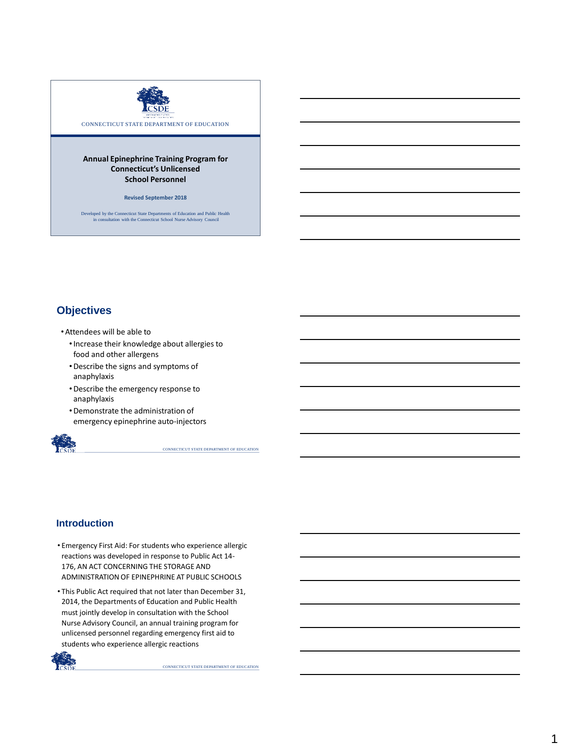CONNECTICUT STATE DEPARTMENT OF EDUCATION

**Annual Epinephrine Training Program for Connecticut's Unlicensed School Personnel**

**Revised September 2018**

Developed by the Connecticut State Departments of Education and Public Health in consultation with the Connecticut School Nurse Advisory Council

## Objectives

- Attendees will be able to
  - Increase their knowledge about allergies to food and other allergens
  - Describe the signs and symptoms of anaphylaxis
  - Describe the emergency response to anaphylaxis
  - Demonstrate the administration of emergency epinephrine auto-injectors

## Introduction

- Emergency First Aid: For students who experience allergic reactions was developed in response to Public Act 14-176, AN ACT CONCERNING THE STORAGE AND ADMINISTRATION OF EPINEPHRINE AT PUBLIC SCHOOLS
- This Public Act required that not later than December 31, 2014, the Departments of Education and Public Health must jointly develop in consultation with the School Nurse Advisory Council, an annual training program for unlicensed personnel regarding emergency first aid to students who experience allergic reactions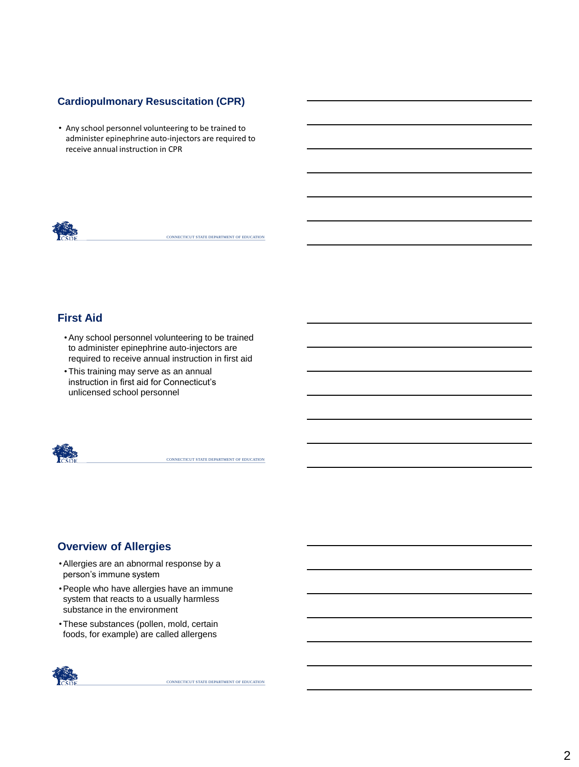## Cardiopulmonary Resuscitation (CPR)

- Any school personnel volunteering to be trained to administer epinephrine auto-injectors are required to receive annual instruction in CPR

## First Aid

- Any school personnel volunteering to be trained to administer epinephrine auto-injectors are required to receive annual instruction in first aid
- This training may serve as an annual instruction in first aid for Connecticut's unlicensed school personnel

## Overview of Allergies

- Allergies are an abnormal response by a person's immune system
- People who have allergies have an immune system that reacts to a usually harmless substance in the environment
- These substances (pollen, mold, certain foods, for example) are called allergens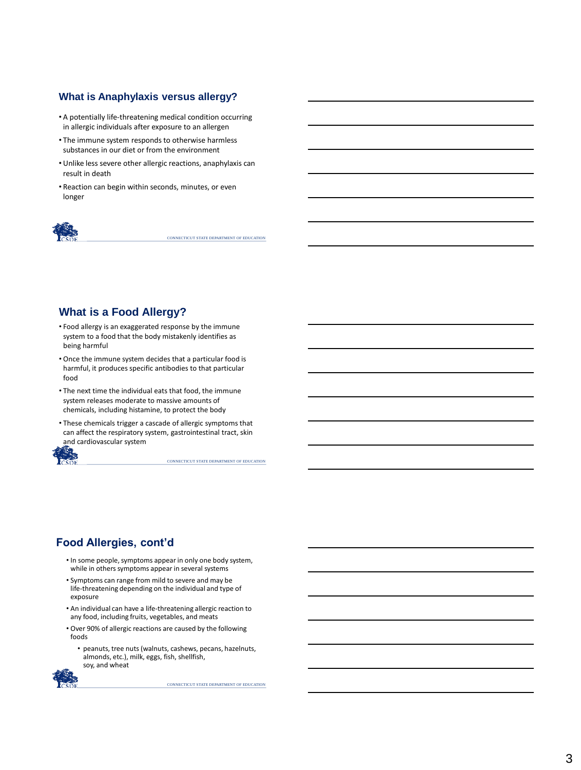## What is Anaphylaxis versus allergy?

- A potentially life-threatening medical condition occurring in allergic individuals after exposure to an allergen
- The immune system responds to otherwise harmless substances in our diet or from the environment
- Unlike less severe other allergic reactions, anaphylaxis can result in death
- Reaction can begin within seconds, minutes, or even longer

CONNECTICUT STATE DEPARTMENT OF EDUCATION

## What is a Food Allergy?

- Food allergy is an exaggerated response by the immune system to a food that the body mistakenly identifies as being harmful
- Once the immune system decides that a particular food is harmful, it produces specific antibodies to that particular food
- The next time the individual eats that food, the immune system releases moderate to massive amounts of chemicals, including histamine, to protect the body
- These chemicals trigger a cascade of allergic symptoms that can affect the respiratory system, gastrointestinal tract, skin and cardiovascular system

CONNECTICUT STATE DEPARTMENT OF EDUCATION

## Food Allergies, cont'd

- In some people, symptoms appear in only one body system, while in others symptoms appear in several systems
- Symptoms can range from mild to severe and may be life-threatening depending on the individual and type of exposure
- An individual can have a life-threatening allergic reaction to any food, including fruits, vegetables, and meats
- Over 90% of allergic reactions are caused by the following foods
  - peanuts, tree nuts (walnuts, cashews, pecans, hazelnuts, almonds, etc.), milk, eggs, fish, shellfish, soy, and wheat

CONNECTICUT STATE DEPARTMENT OF EDUCATION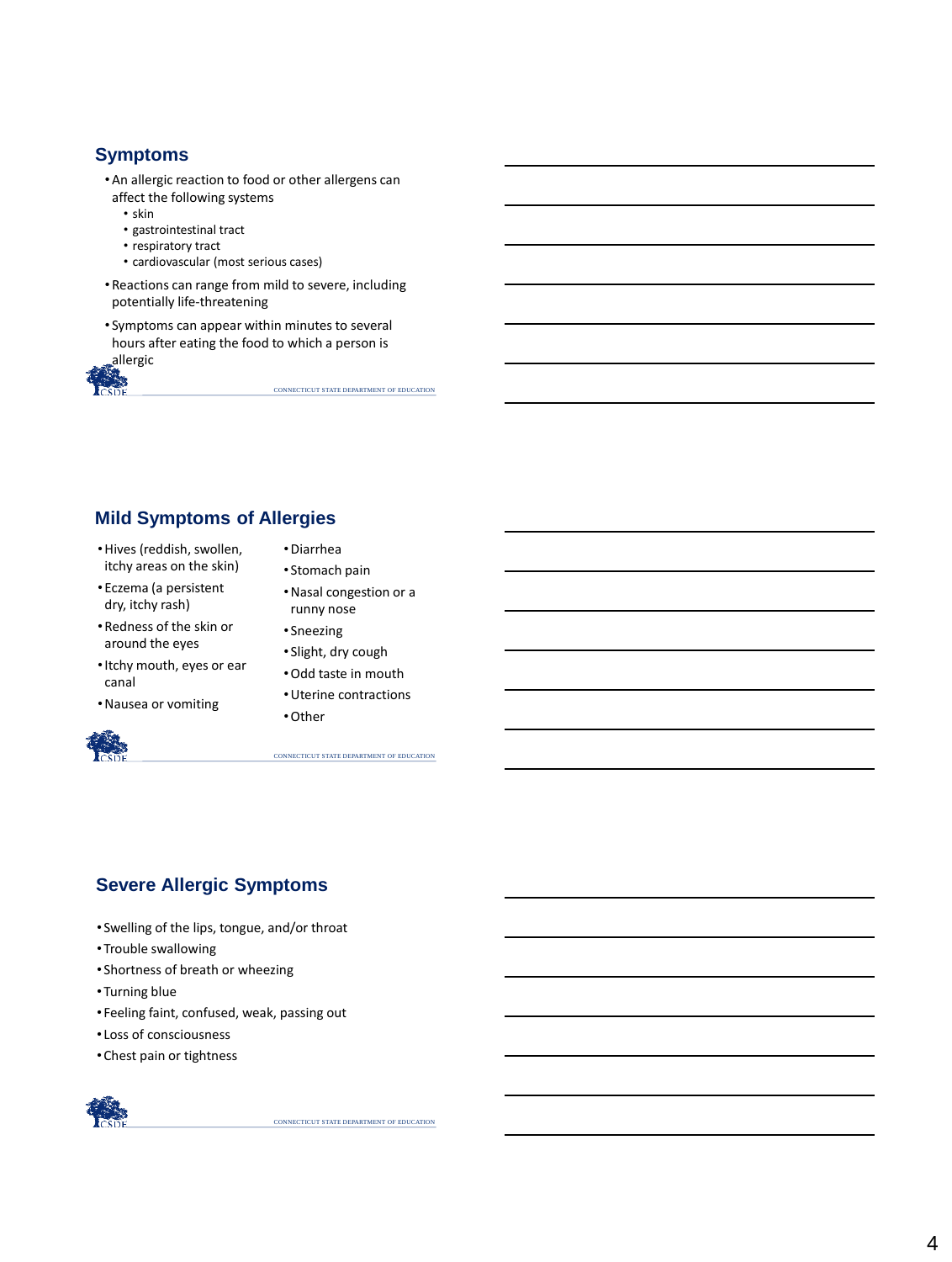## Symptoms

- An allergic reaction to food or other allergens can affect the following systems
  - skin
  - gastrointestinal tract
  - respiratory tract
  - cardiovascular (most serious cases)
- Reactions can range from mild to severe, including potentially life-threatening
- Symptoms can appear within minutes to several hours after eating the food to which a person is allergic

CONNECTICUT STATE DEPARTMENT OF EDUCATION

## Mild Symptoms of Allergies

- Hives (reddish, swollen, itchy areas on the skin)
- Eczema (a persistent dry, itchy rash)
- Redness of the skin or around the eyes
- Itchy mouth, eyes or ear canal
- Nausea or vomiting
- Diarrhea
- Stomach pain
- Nasal congestion or a runny nose
- Sneezing
- Slight, dry cough
- Odd taste in mouth
- Uterine contractions
- Other

CONNECTICUT STATE DEPARTMENT OF EDUCATION

## Severe Allergic Symptoms

- Swelling of the lips, tongue, and/or throat
- Trouble swallowing
- Shortness of breath or wheezing
- Turning blue
- Feeling faint, confused, weak, passing out
- Loss of consciousness
- Chest pain or tightness

CONNECTICUT STATE DEPARTMENT OF EDUCATION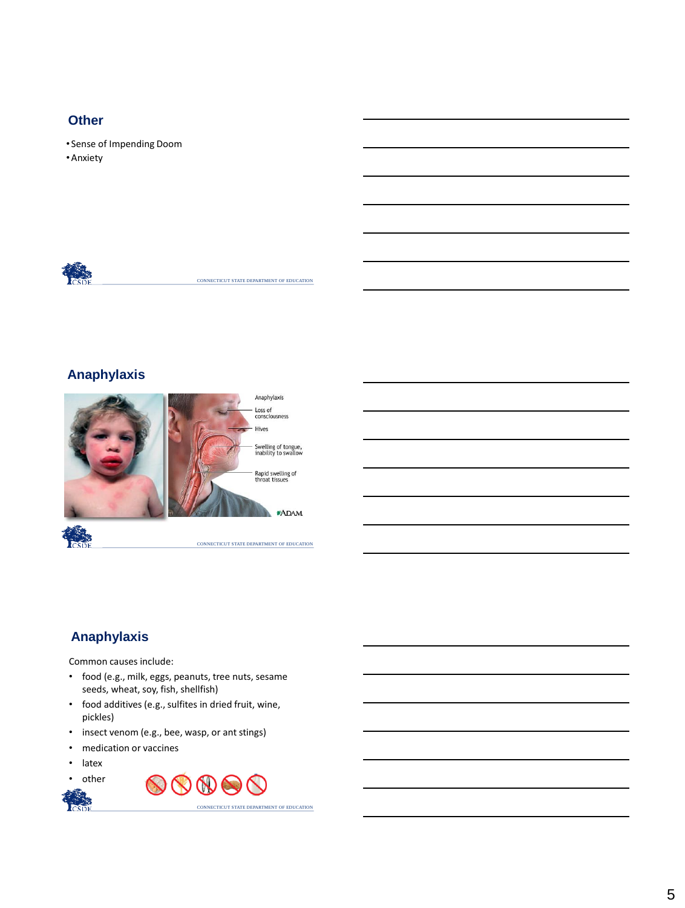## Other

- Sense of Impending Doom
- Anxiety

## Anaphylaxis

Anaphylaxis

Loss of consciousness

Hives

Swelling of tongue, inability to swallow

Rapid swelling of throat tissues

## Anaphylaxis

Common causes include:

- food (e.g., milk, eggs, peanuts, tree nuts, sesame seeds, wheat, soy, fish, shellfish)
- food additives (e.g., sulfites in dried fruit, wine, pickles)
- insect venom (e.g., bee, wasp, or ant stings)
- medication or vaccines
- latex
- other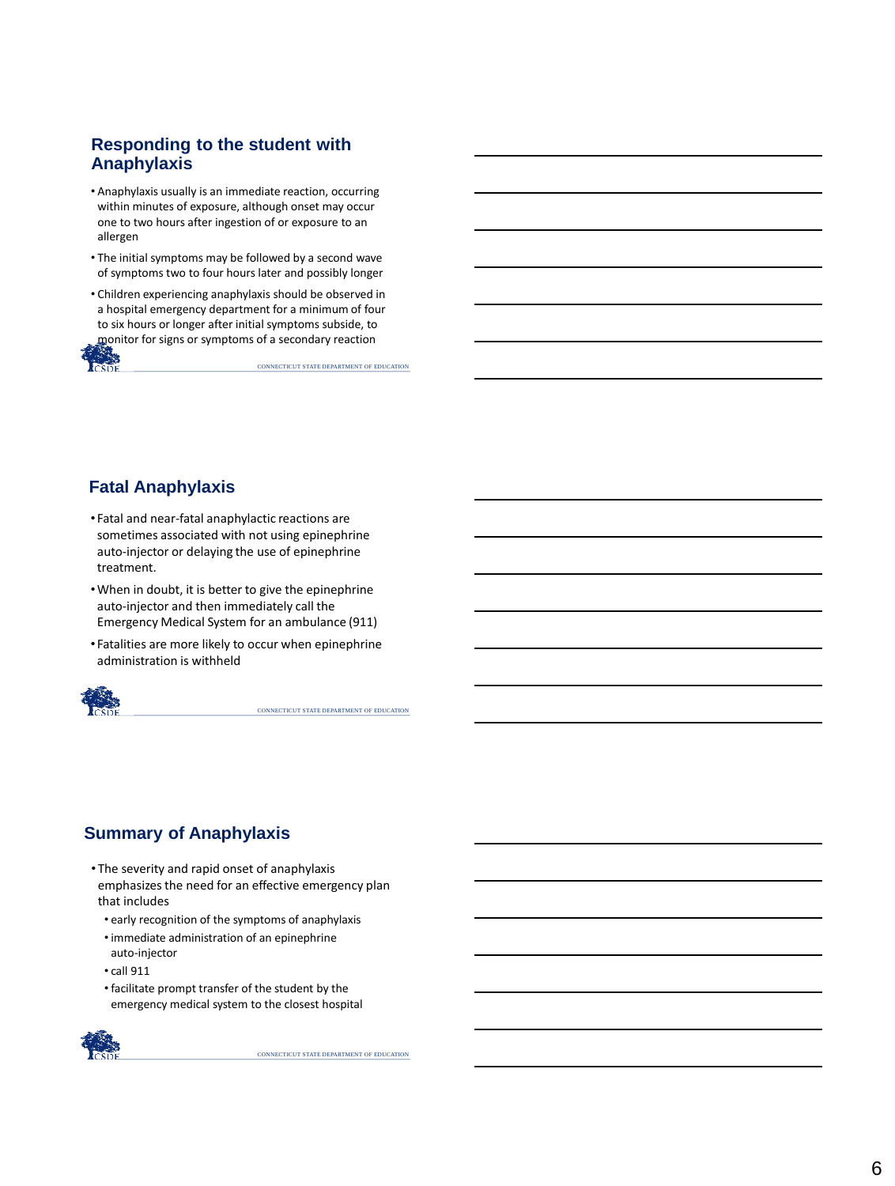## Responding to the student with Anaphylaxis

- Anaphylaxis usually is an immediate reaction, occurring within minutes of exposure, although onset may occur one to two hours after ingestion of or exposure to an allergen
- The initial symptoms may be followed by a second wave of symptoms two to four hours later and possibly longer
- Children experiencing anaphylaxis should be observed in a hospital emergency department for a minimum of four to six hours or longer after initial symptoms subside, to monitor for signs or symptoms of a secondary reaction

## Fatal Anaphylaxis

- Fatal and near-fatal anaphylactic reactions are sometimes associated with not using epinephrine auto-injector or delaying the use of epinephrine treatment.
- When in doubt, it is better to give the epinephrine auto-injector and then immediately call the Emergency Medical System for an ambulance (911)
- Fatalities are more likely to occur when epinephrine administration is withheld

## Summary of Anaphylaxis

- The severity and rapid onset of anaphylaxis emphasizes the need for an effective emergency plan that includes
  - early recognition of the symptoms of anaphylaxis
  - immediate administration of an epinephrine auto-injector
  - call 911
  - facilitate prompt transfer of the student by the emergency medical system to the closest hospital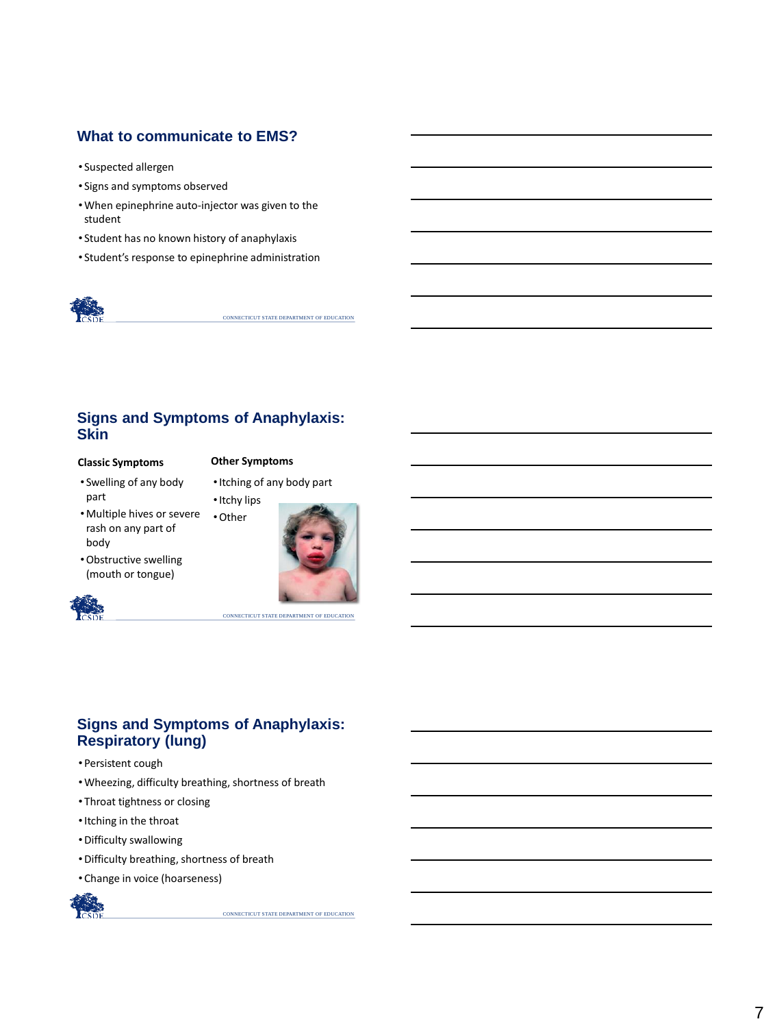## What to communicate to EMS?

- Suspected allergen
- Signs and symptoms observed
- When epinephrine auto-injector was given to the student
- Student has no known history of anaphylaxis
- Student's response to epinephrine administration

## Signs and Symptoms of Anaphylaxis: Skin

**Classic Symptoms**

- Swelling of any body part
- Multiple hives or severe rash on any part of body
- Obstructive swelling (mouth or tongue)

**Other Symptoms**

- Itching of any body part
- Itchy lips
- Other

## Signs and Symptoms of Anaphylaxis: Respiratory (lung)

- Persistent cough
- Wheezing, difficulty breathing, shortness of breath
- Throat tightness or closing
- Itching in the throat
- Difficulty swallowing
- Difficulty breathing, shortness of breath
- Change in voice (hoarseness)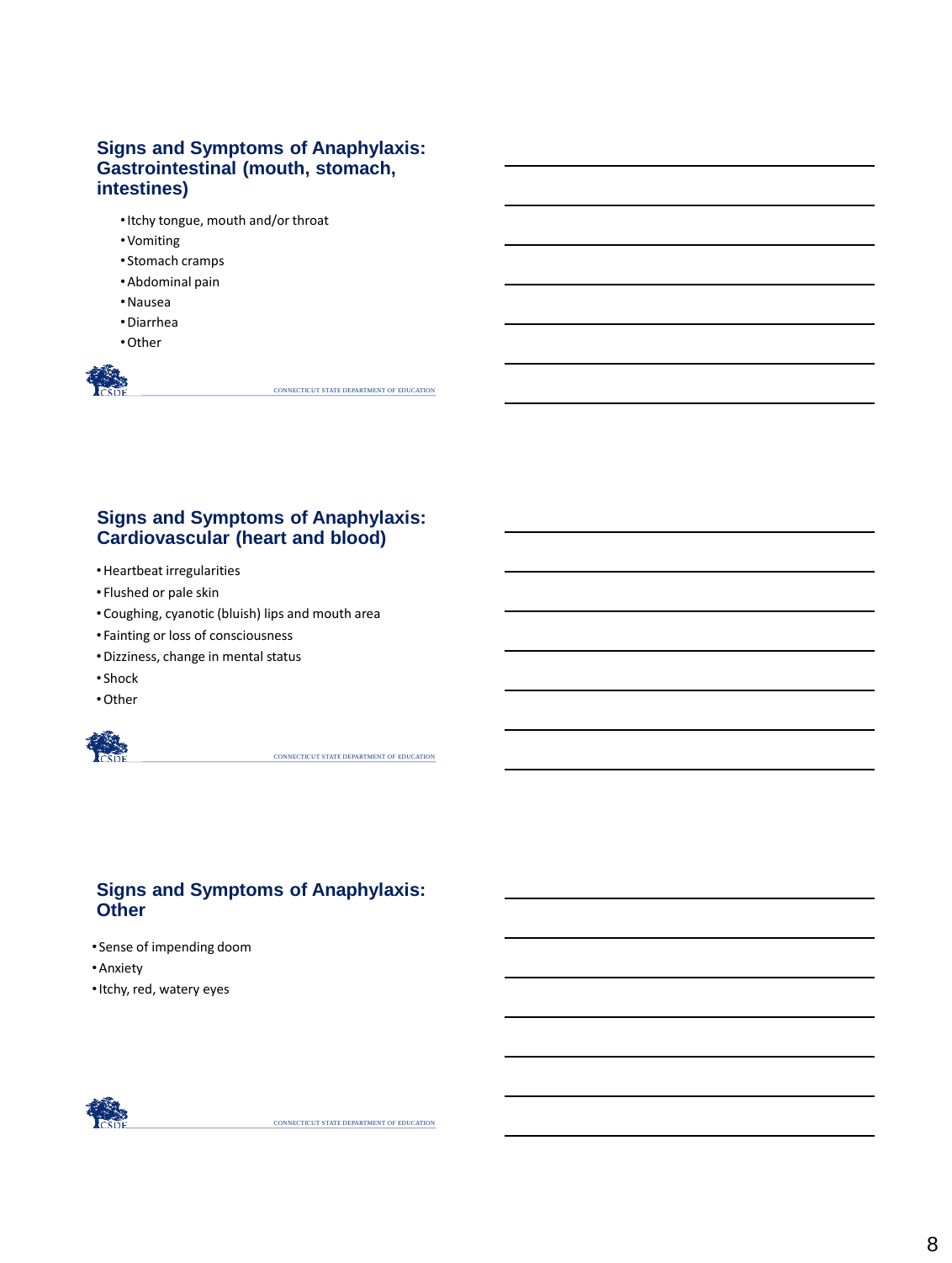## Signs and Symptoms of Anaphylaxis: Gastrointestinal (mouth, stomach, intestines)

- Itchy tongue, mouth and/or throat
- Vomiting
- Stomach cramps
- Abdominal pain
- Nausea
- Diarrhea
- Other

CONNECTICUT STATE DEPARTMENT OF EDUCATION

## Signs and Symptoms of Anaphylaxis: Cardiovascular (heart and blood)

- Heartbeat irregularities
- Flushed or pale skin
- Coughing, cyanotic (bluish) lips and mouth area
- Fainting or loss of consciousness
- Dizziness, change in mental status
- Shock
- Other

CONNECTICUT STATE DEPARTMENT OF EDUCATION

## Signs and Symptoms of Anaphylaxis: Other

- Sense of impending doom
- Anxiety
- Itchy, red, watery eyes

CONNECTICUT STATE DEPARTMENT OF EDUCATION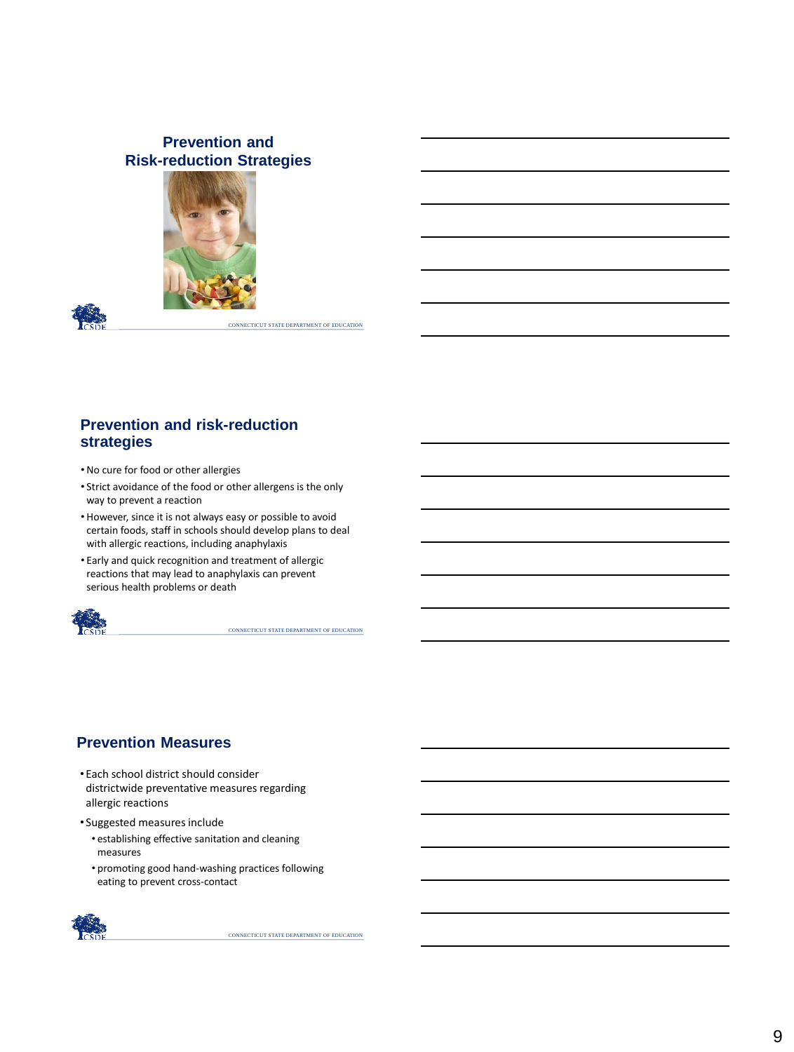## Prevention and Risk-reduction Strategies

## Prevention and risk-reduction strategies

- No cure for food or other allergies
- Strict avoidance of the food or other allergens is the only way to prevent a reaction
- However, since it is not always easy or possible to avoid certain foods, staff in schools should develop plans to deal with allergic reactions, including anaphylaxis
- Early and quick recognition and treatment of allergic reactions that may lead to anaphylaxis can prevent serious health problems or death

## Prevention Measures

- Each school district should consider districtwide preventative measures regarding allergic reactions
- Suggested measures include
  - establishing effective sanitation and cleaning measures
  - promoting good hand-washing practices following eating to prevent cross-contact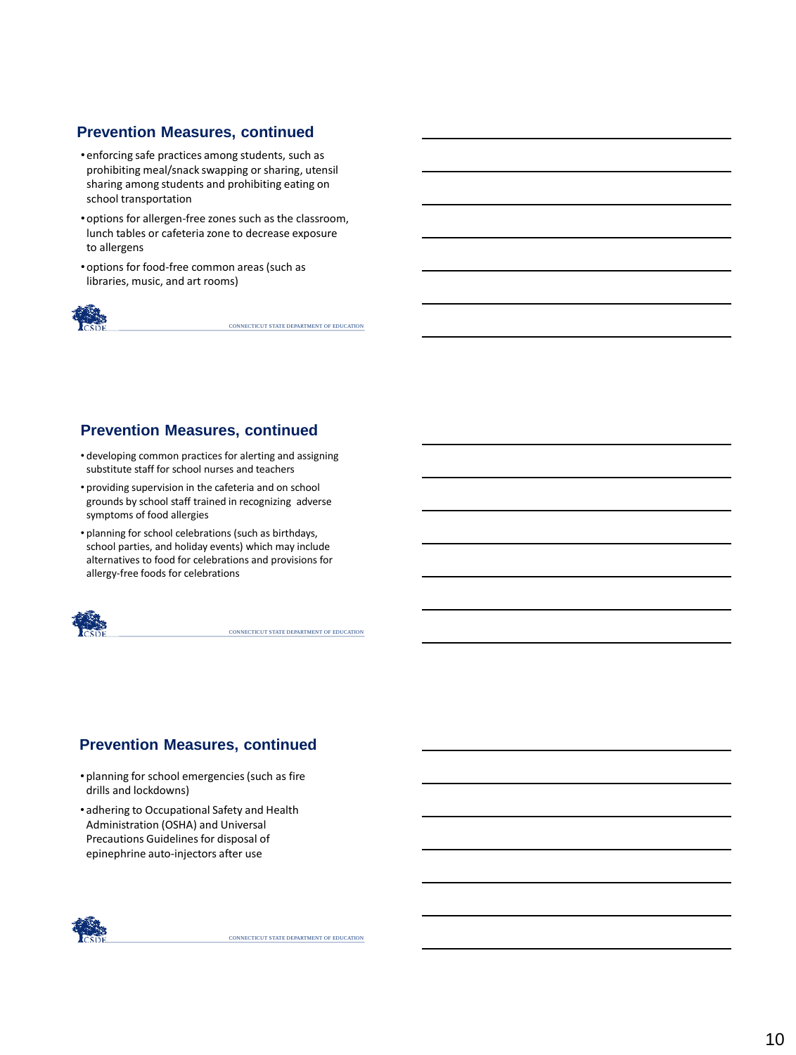## Prevention Measures, continued

- enforcing safe practices among students, such as prohibiting meal/snack swapping or sharing, utensil sharing among students and prohibiting eating on school transportation
- options for allergen-free zones such as the classroom, lunch tables or cafeteria zone to decrease exposure to allergens
- options for food-free common areas (such as libraries, music, and art rooms)

## Prevention Measures, continued

- developing common practices for alerting and assigning substitute staff for school nurses and teachers
- providing supervision in the cafeteria and on school grounds by school staff trained in recognizing adverse symptoms of food allergies
- planning for school celebrations (such as birthdays, school parties, and holiday events) which may include alternatives to food for celebrations and provisions for allergy-free foods for celebrations

## Prevention Measures, continued

- planning for school emergencies (such as fire drills and lockdowns)
- adhering to Occupational Safety and Health Administration (OSHA) and Universal Precautions Guidelines for disposal of epinephrine auto-injectors after use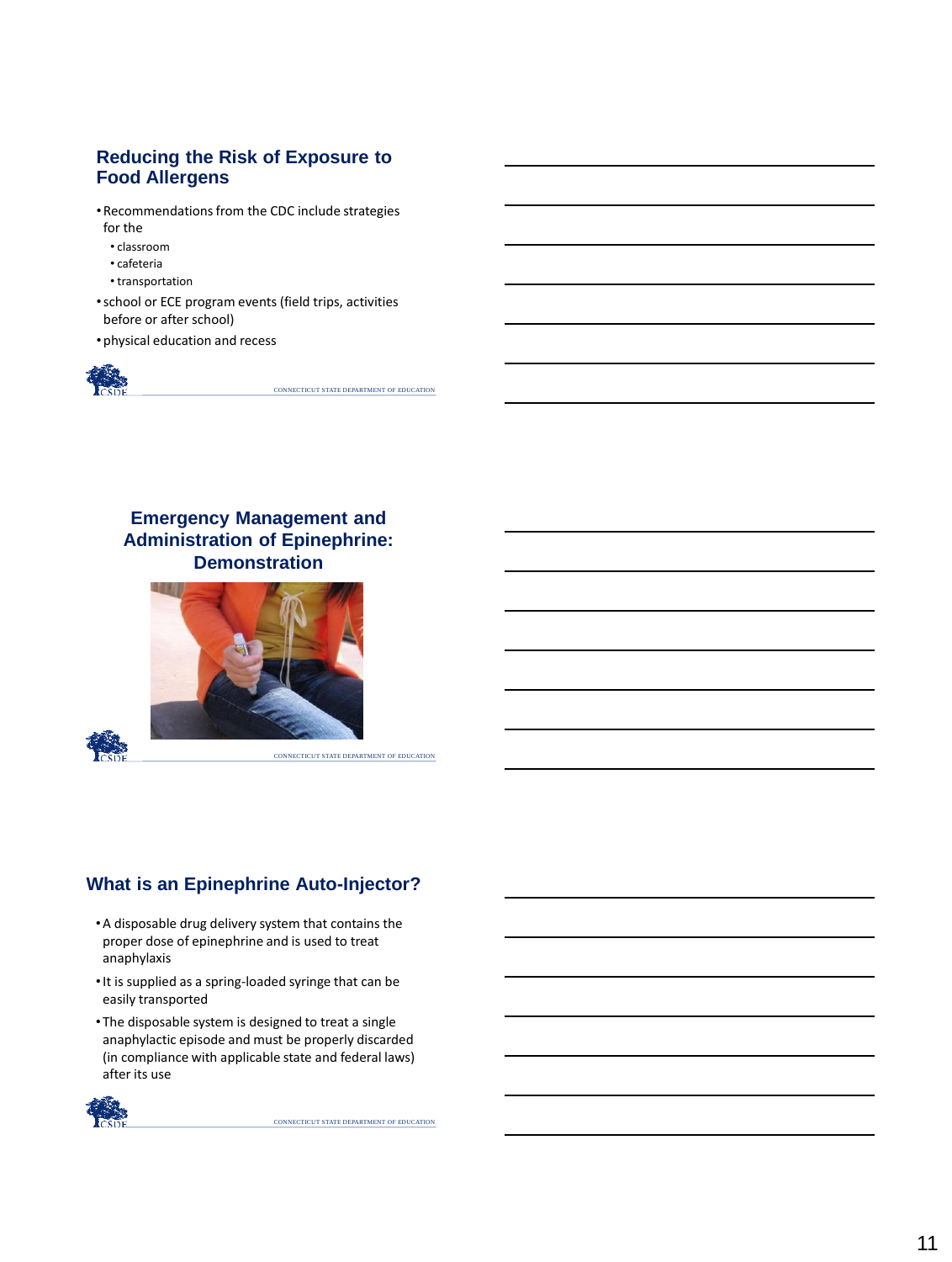## Reducing the Risk of Exposure to Food Allergens

- Recommendations from the CDC include strategies for the
  - classroom
  - cafeteria
  - transportation
- school or ECE program events (field trips, activities before or after school)
- physical education and recess

CONNECTICUT STATE DEPARTMENT OF EDUCATION

## Emergency Management and Administration of Epinephrine: Demonstration

CONNECTICUT STATE DEPARTMENT OF EDUCATION

## What is an Epinephrine Auto-Injector?

- A disposable drug delivery system that contains the proper dose of epinephrine and is used to treat anaphylaxis
- It is supplied as a spring-loaded syringe that can be easily transported
- The disposable system is designed to treat a single anaphylactic episode and must be properly discarded (in compliance with applicable state and federal laws) after its use

CONNECTICUT STATE DEPARTMENT OF EDUCATION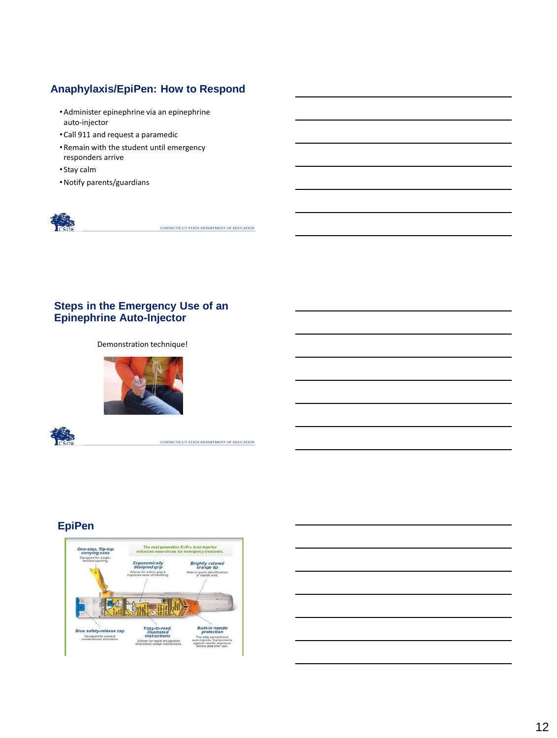## Anaphylaxis/EpiPen: How to Respond

- Administer epinephrine via an epinephrine auto-injector
- Call 911 and request a paramedic
- Remain with the student until emergency responders arrive
- Stay calm
- Notify parents/guardians

CONNECTICUT STATE DEPARTMENT OF EDUCATION

## Steps in the Emergency Use of an Epinephrine Auto-Injector

Demonstration technique!

CONNECTICUT STATE DEPARTMENT OF EDUCATION

## EpiPen

The next generation EpiPen Auto-Injector enhances ease-of-use for emergency treatment.

*One-step, flip-top carrying case* — Designed for single-handed opening.

*Ergonomically designed grip* — Allows for a firm grip & improves ease of handling.

*Brightly colored orange tip* — Aids in quick identification of needle end.

*Blue safety-release cap* — Designed to prevent unintentional activation.

*Easy-to-read, illustrated instructions* — Allows for rapid recognition of product usage instructions.

*Built-in needle protection* — The only epinephrine auto-injector that protects against needle exposure before and after use.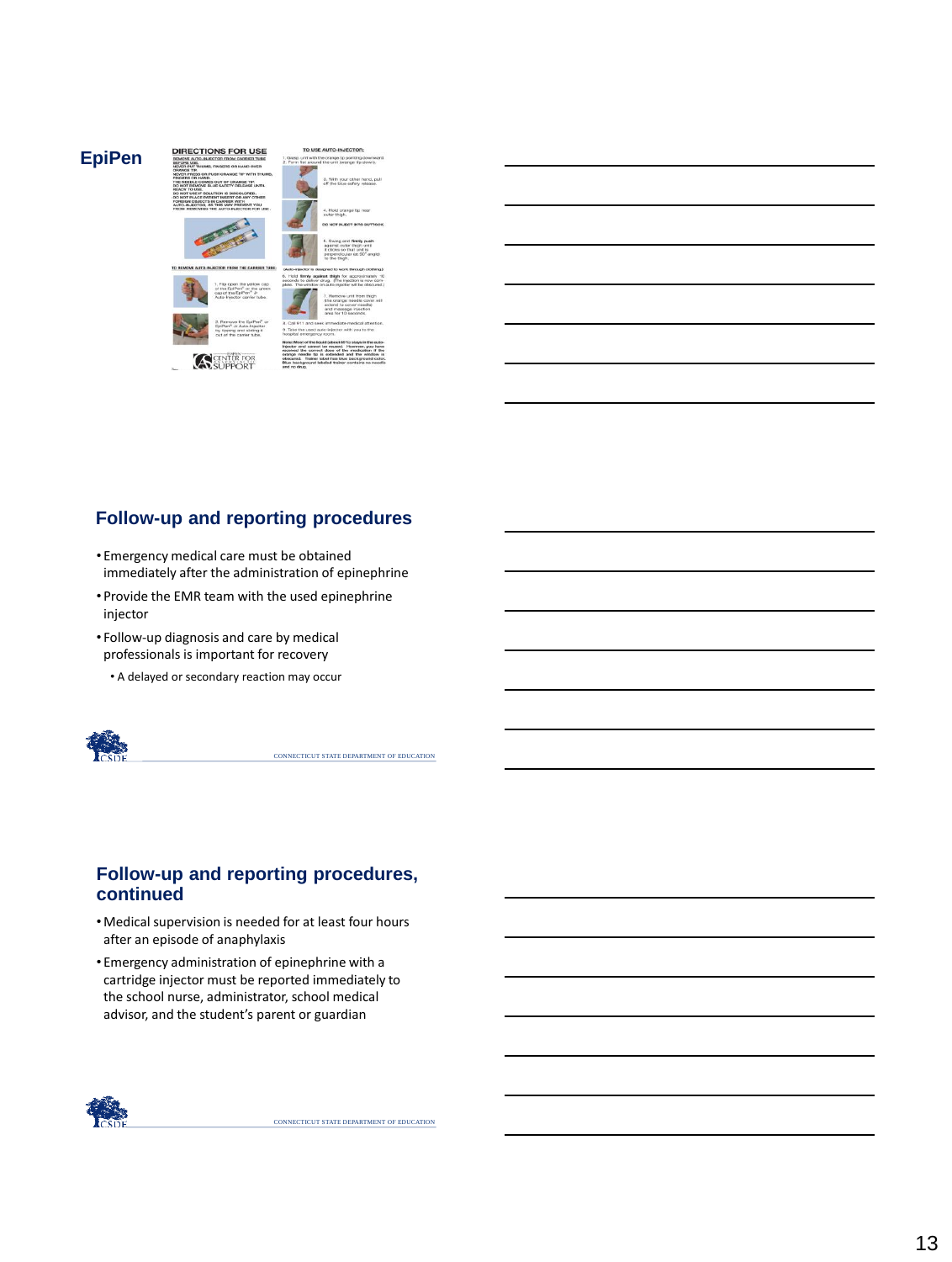## EpiPen

## Follow-up and reporting procedures

- Emergency medical care must be obtained immediately after the administration of epinephrine
- Provide the EMR team with the used epinephrine injector
- Follow-up diagnosis and care by medical professionals is important for recovery
  - A delayed or secondary reaction may occur

CONNECTICUT STATE DEPARTMENT OF EDUCATION

## Follow-up and reporting procedures, continued

- Medical supervision is needed for at least four hours after an episode of anaphylaxis
- Emergency administration of epinephrine with a cartridge injector must be reported immediately to the school nurse, administrator, school medical advisor, and the student's parent or guardian

CONNECTICUT STATE DEPARTMENT OF EDUCATION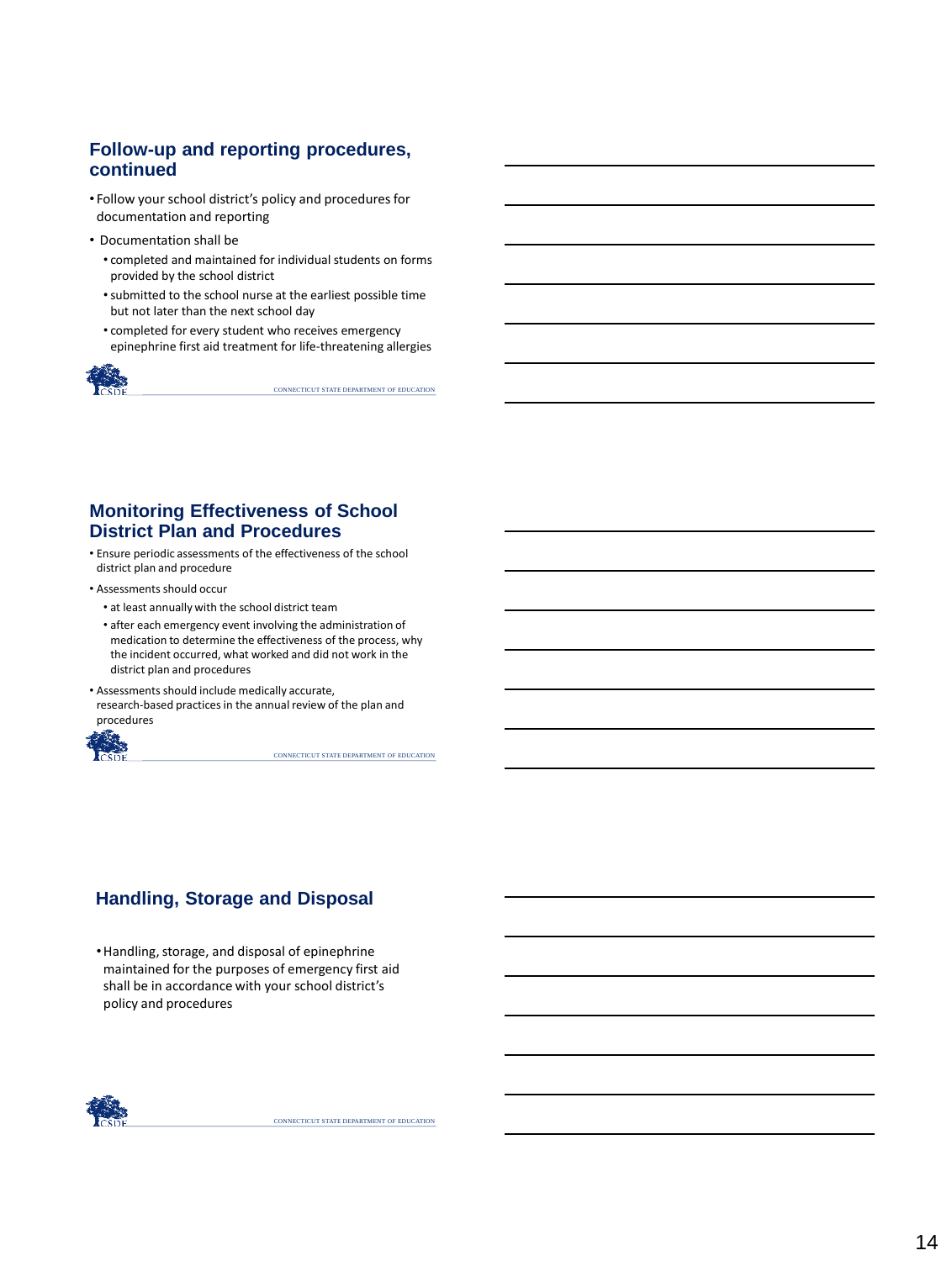## Follow-up and reporting procedures, continued

- Follow your school district's policy and procedures for documentation and reporting
- Documentation shall be
  - completed and maintained for individual students on forms provided by the school district
  - submitted to the school nurse at the earliest possible time but not later than the next school day
  - completed for every student who receives emergency epinephrine first aid treatment for life-threatening allergies

CONNECTICUT STATE DEPARTMENT OF EDUCATION

## Monitoring Effectiveness of School District Plan and Procedures

- Ensure periodic assessments of the effectiveness of the school district plan and procedure
- Assessments should occur
  - at least annually with the school district team
  - after each emergency event involving the administration of medication to determine the effectiveness of the process, why the incident occurred, what worked and did not work in the district plan and procedures
- Assessments should include medically accurate, research-based practices in the annual review of the plan and procedures

CONNECTICUT STATE DEPARTMENT OF EDUCATION

## Handling, Storage and Disposal

- Handling, storage, and disposal of epinephrine maintained for the purposes of emergency first aid shall be in accordance with your school district's policy and procedures

CONNECTICUT STATE DEPARTMENT OF EDUCATION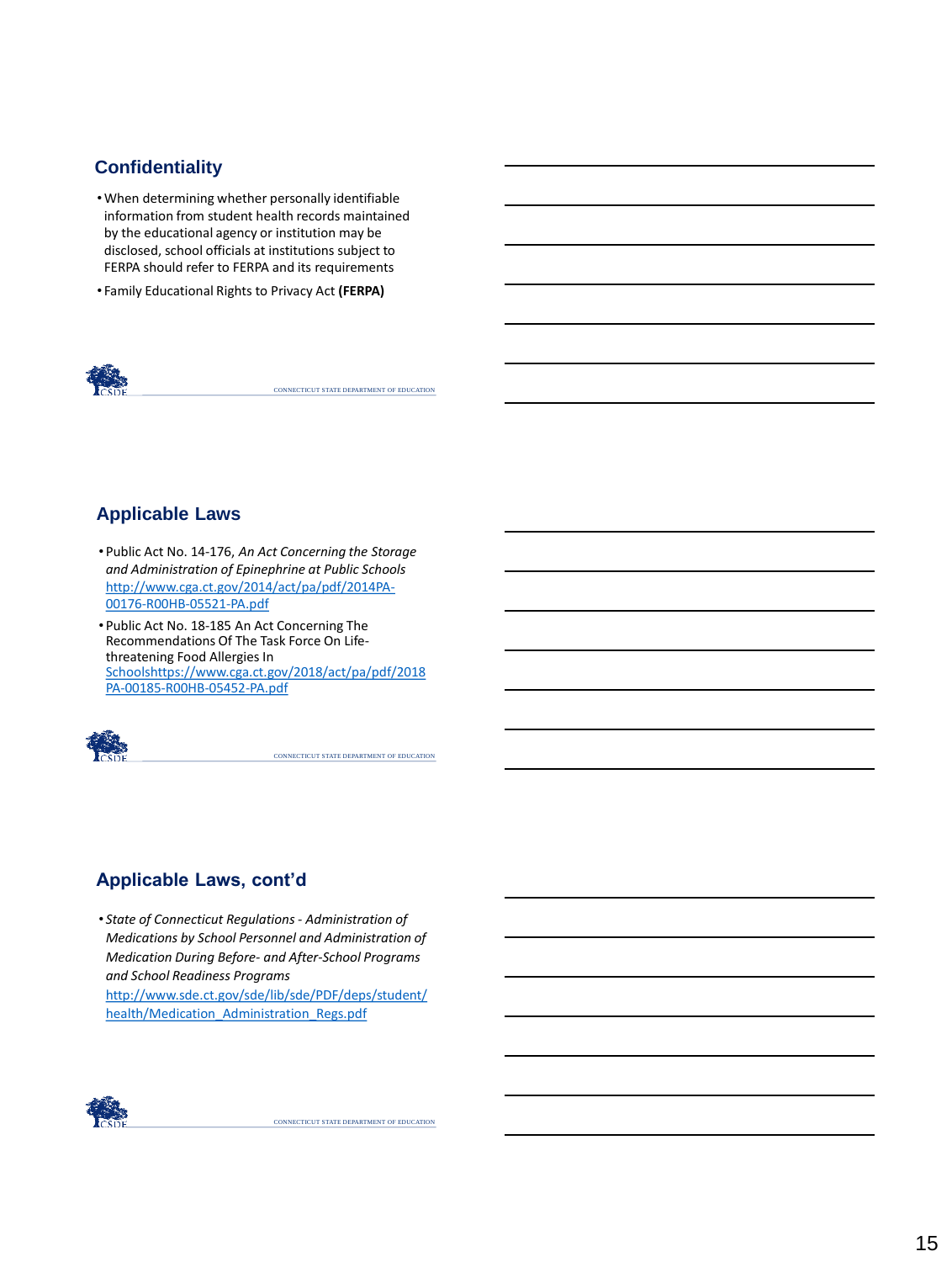## Confidentiality

- When determining whether personally identifiable information from student health records maintained by the educational agency or institution may be disclosed, school officials at institutions subject to FERPA should refer to FERPA and its requirements
- Family Educational Rights to Privacy Act **(FERPA)**

CONNECTICUT STATE DEPARTMENT OF EDUCATION

## Applicable Laws

- Public Act No. 14-176, *An Act Concerning the Storage and Administration of Epinephrine at Public Schools* http://www.cga.ct.gov/2014/act/pa/pdf/2014PA-00176-R00HB-05521-PA.pdf
- Public Act No. 18-185 An Act Concerning The Recommendations Of The Task Force On Life-threatening Food Allergies In Schoolshttps://www.cga.ct.gov/2018/act/pa/pdf/2018PA-00185-R00HB-05452-PA.pdf

CONNECTICUT STATE DEPARTMENT OF EDUCATION

## Applicable Laws, cont'd

- *State of Connecticut Regulations - Administration of Medications by School Personnel and Administration of Medication During Before- and After-School Programs and School Readiness Programs* http://www.sde.ct.gov/sde/lib/sde/PDF/deps/student/health/Medication_Administration_Regs.pdf

CONNECTICUT STATE DEPARTMENT OF EDUCATION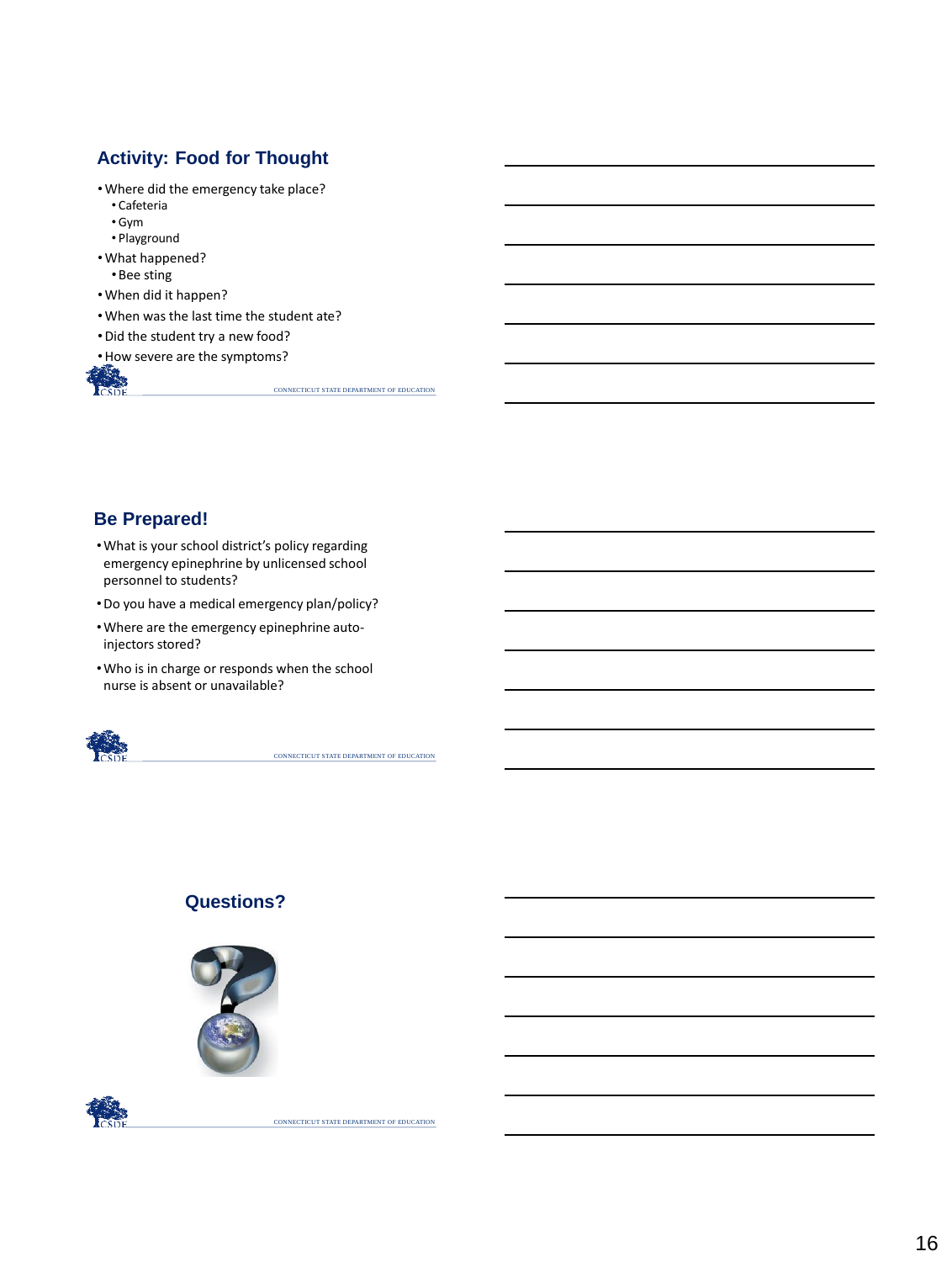## Activity: Food for Thought

- Where did the emergency take place?
  - Cafeteria
  - Gym
  - Playground
- What happened?
  - Bee sting
- When did it happen?
- When was the last time the student ate?
- Did the student try a new food?
- How severe are the symptoms?

## Be Prepared!

- What is your school district's policy regarding emergency epinephrine by unlicensed school personnel to students?
- Do you have a medical emergency plan/policy?
- Where are the emergency epinephrine auto-injectors stored?
- Who is in charge or responds when the school nurse is absent or unavailable?

## Questions?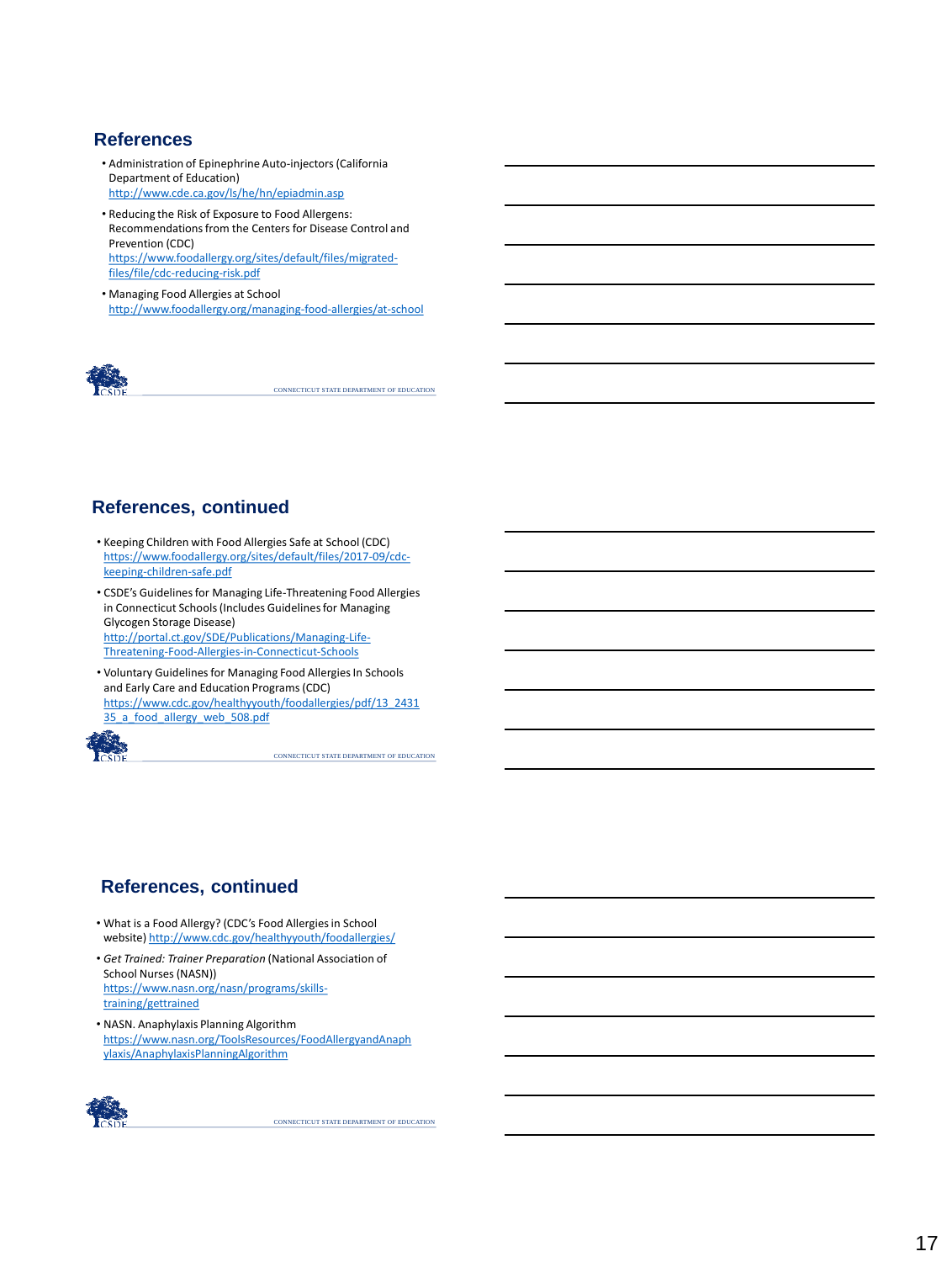## References

- Administration of Epinephrine Auto-injectors (California Department of Education) http://www.cde.ca.gov/ls/he/hn/epiadmin.asp
- Reducing the Risk of Exposure to Food Allergens: Recommendations from the Centers for Disease Control and Prevention (CDC) https://www.foodallergy.org/sites/default/files/migrated-files/file/cdc-reducing-risk.pdf
- Managing Food Allergies at School http://www.foodallergy.org/managing-food-allergies/at-school

CONNECTICUT STATE DEPARTMENT OF EDUCATION

## References, continued

- Keeping Children with Food Allergies Safe at School (CDC) https://www.foodallergy.org/sites/default/files/2017-09/cdc-keeping-children-safe.pdf
- CSDE's Guidelines for Managing Life-Threatening Food Allergies in Connecticut Schools (Includes Guidelines for Managing Glycogen Storage Disease) http://portal.ct.gov/SDE/Publications/Managing-Life-Threatening-Food-Allergies-in-Connecticut-Schools
- Voluntary Guidelines for Managing Food Allergies In Schools and Early Care and Education Programs (CDC) https://www.cdc.gov/healthyyouth/foodallergies/pdf/13_243135_a_food_allergy_web_508.pdf

CONNECTICUT STATE DEPARTMENT OF EDUCATION

## References, continued

- What is a Food Allergy? (CDC's Food Allergies in School website) http://www.cdc.gov/healthyyouth/foodallergies/
- *Get Trained: Trainer Preparation* (National Association of School Nurses (NASN)) https://www.nasn.org/nasn/programs/skills-training/gettrained
- NASN. Anaphylaxis Planning Algorithm https://www.nasn.org/ToolsResources/FoodAllergyandAnaphylaxis/AnaphylaxisPlanningAlgorithm

CONNECTICUT STATE DEPARTMENT OF EDUCATION